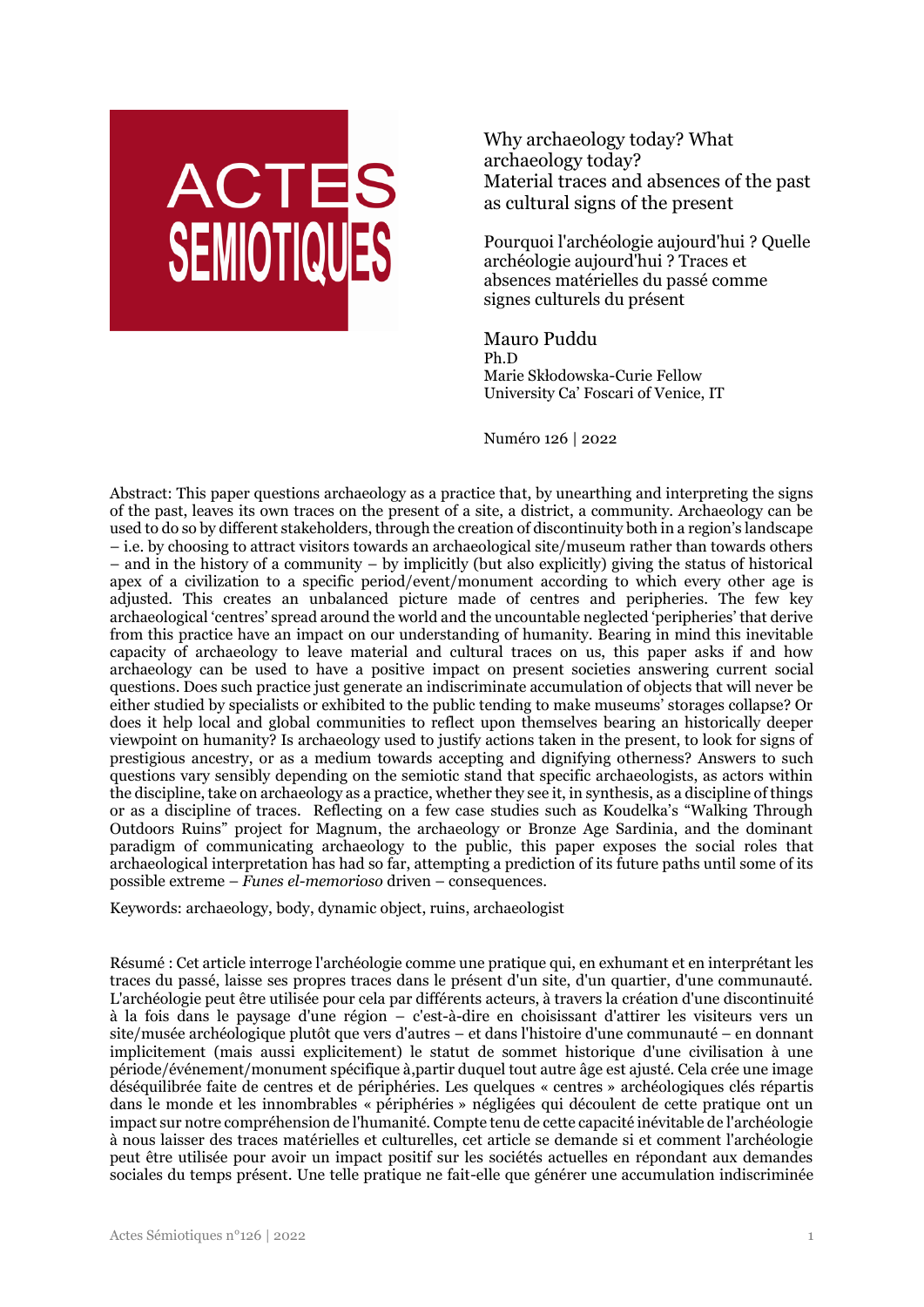ACTES SEMIOTIQUES

# Why archaeology today? What archaeology today? Material traces and absences of the past as cultural signs of the present

## Pourquoi l'archéologie aujourd'hui ? Quelle archéologie aujourd'hui ? Traces et absences matérielles du passé comme signes culturels du présent

**Mauro Puddu**
Ph.D
Marie Skłodowska-Curie Fellow
University Ca' Foscari of Venice, IT

Numéro 126 | 2022

Abstract: This paper questions archaeology as a practice that, by unearthing and interpreting the signs of the past, leaves its own traces on the present of a site, a district, a community. Archaeology can be used to do so by different stakeholders, through the creation of discontinuity both in a region's landscape – i.e. by choosing to attract visitors towards an archaeological site/museum rather than towards others – and in the history of a community – by implicitly (but also explicitly) giving the status of historical apex of a civilization to a specific period/event/monument according to which every other age is adjusted. This creates an unbalanced picture made of centres and peripheries. The few key archaeological 'centres' spread around the world and the uncountable neglected 'peripheries' that derive from this practice have an impact on our understanding of humanity. Bearing in mind this inevitable capacity of archaeology to leave material and cultural traces on us, this paper asks if and how archaeology can be used to have a positive impact on present societies answering current social questions. Does such practice just generate an indiscriminate accumulation of objects that will never be either studied by specialists or exhibited to the public tending to make museums' storages collapse? Or does it help local and global communities to reflect upon themselves bearing an historically deeper viewpoint on humanity? Is archaeology used to justify actions taken in the present, to look for signs of prestigious ancestry, or as a medium towards accepting and dignifying otherness? Answers to such questions vary sensibly depending on the semiotic stand that specific archaeologists, as actors within the discipline, take on archaeology as a practice, whether they see it, in synthesis, as a discipline of things or as a discipline of traces. Reflecting on a few case studies such as Koudelka's "Walking Through Outdoors Ruins" project for Magnum, the archaeology or Bronze Age Sardinia, and the dominant paradigm of communicating archaeology to the public, this paper exposes the social roles that archaeological interpretation has had so far, attempting a prediction of its future paths until some of its possible extreme – *Funes el-memorioso* driven – consequences.

Keywords: archaeology, body, dynamic object, ruins, archaeologist

Résumé : Cet article interroge l'archéologie comme une pratique qui, en exhumant et en interprétant les traces du passé, laisse ses propres traces dans le présent d'un site, d'un quartier, d'une communauté. L'archéologie peut être utilisée pour cela par différents acteurs, à travers la création d'une discontinuité à la fois dans le paysage d'une région – c'est-à-dire en choisissant d'attirer les visiteurs vers un site/musée archéologique plutôt que vers d'autres – et dans l'histoire d'une communauté – en donnant implicitement (mais aussi explicitement) le statut de sommet historique d'une civilisation à une période/événement/monument spécifique à,partir duquel tout autre âge est ajusté. Cela crée une image déséquilibrée faite de centres et de périphéries. Les quelques « centres » archéologiques clés répartis dans le monde et les innombrables « périphéries » négligées qui découlent de cette pratique ont un impact sur notre compréhension de l'humanité. Compte tenu de cette capacité inévitable de l'archéologie à nous laisser des traces matérielles et culturelles, cet article se demande si et comment l'archéologie peut être utilisée pour avoir un impact positif sur les sociétés actuelles en répondant aux demandes sociales du temps présent. Une telle pratique ne fait-elle que générer une accumulation indiscriminée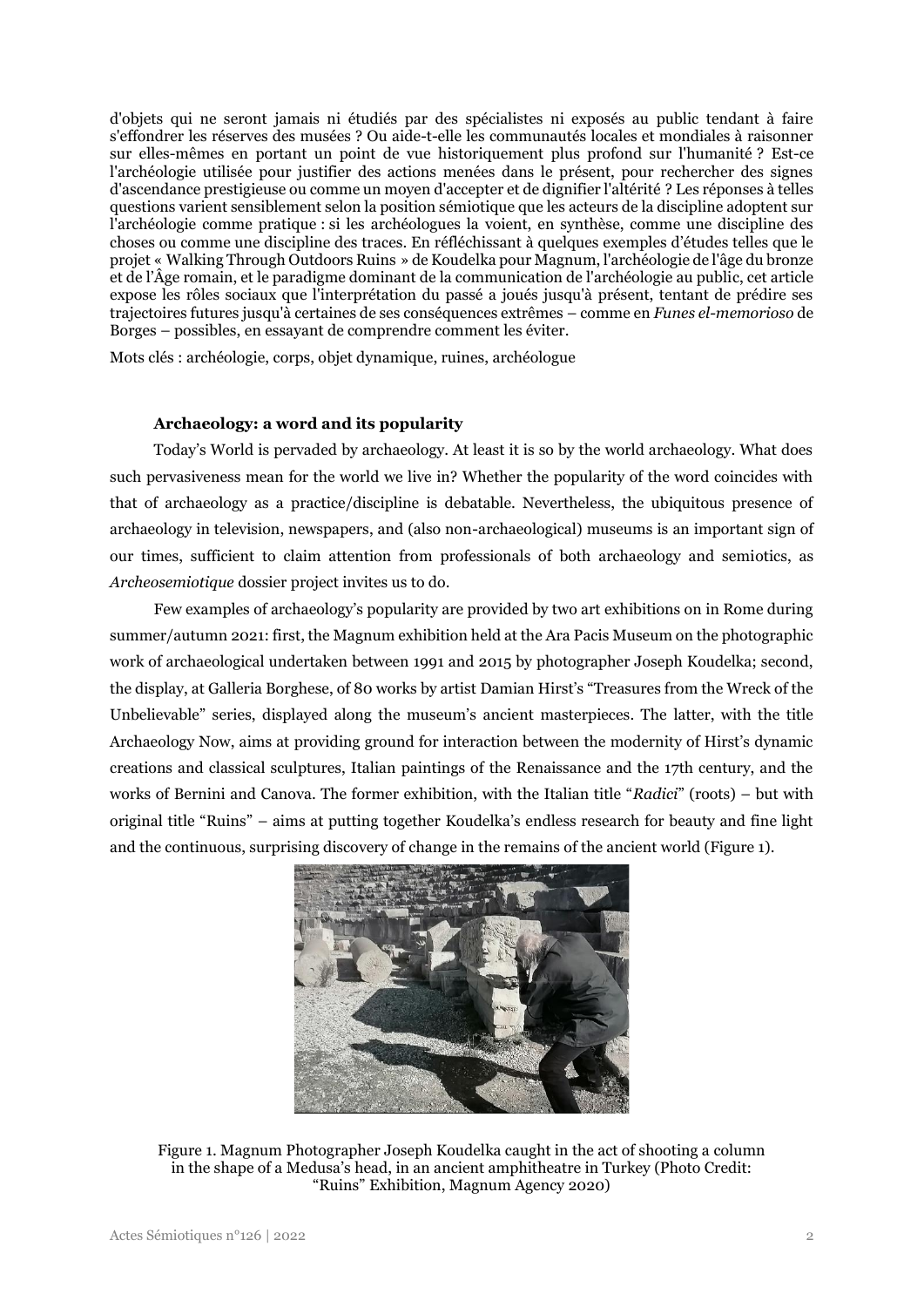d'objets qui ne seront jamais ni étudiés par des spécialistes ni exposés au public tendant à faire s'effondrer les réserves des musées ? Ou aide-t-elle les communautés locales et mondiales à raisonner sur elles-mêmes en portant un point de vue historiquement plus profond sur l'humanité ? Est-ce l'archéologie utilisée pour justifier des actions menées dans le présent, pour rechercher des signes d'ascendance prestigieuse ou comme un moyen d'accepter et de dignifier l'altérité ? Les réponses à telles questions varient sensiblement selon la position sémiotique que les acteurs de la discipline adoptent sur l'archéologie comme pratique : si les archéologues la voient, en synthèse, comme une discipline des choses ou comme une discipline des traces. En réfléchissant à quelques exemples d'études telles que le projet « Walking Through Outdoors Ruins » de Koudelka pour Magnum, l'archéologie de l'âge du bronze et de l'Âge romain, et le paradigme dominant de la communication de l'archéologie au public, cet article expose les rôles sociaux que l'interprétation du passé a joués jusqu'à présent, tentant de prédire ses trajectoires futures jusqu'à certaines de ses conséquences extrêmes – comme en *Funes el-memorioso* de Borges – possibles, en essayant de comprendre comment les éviter.

Mots clés : archéologie, corps, objet dynamique, ruines, archéologue

### Archaeology: a word and its popularity

Today's World is pervaded by archaeology. At least it is so by the world archaeology. What does such pervasiveness mean for the world we live in? Whether the popularity of the word coincides with that of archaeology as a practice/discipline is debatable. Nevertheless, the ubiquitous presence of archaeology in television, newspapers, and (also non-archaeological) museums is an important sign of our times, sufficient to claim attention from professionals of both archaeology and semiotics, as *Archeosemiotique* dossier project invites us to do.

Few examples of archaeology's popularity are provided by two art exhibitions on in Rome during summer/autumn 2021: first, the Magnum exhibition held at the Ara Pacis Museum on the photographic work of archaeological undertaken between 1991 and 2015 by photographer Joseph Koudelka; second, the display, at Galleria Borghese, of 80 works by artist Damian Hirst's "Treasures from the Wreck of the Unbelievable" series, displayed along the museum's ancient masterpieces. The latter, with the title Archaeology Now, aims at providing ground for interaction between the modernity of Hirst's dynamic creations and classical sculptures, Italian paintings of the Renaissance and the 17th century, and the works of Bernini and Canova. The former exhibition, with the Italian title "*Radici*" (roots) – but with original title "Ruins" – aims at putting together Koudelka's endless research for beauty and fine light and the continuous, surprising discovery of change in the remains of the ancient world (Figure 1).

Figure 1. Magnum Photographer Joseph Koudelka caught in the act of shooting a column in the shape of a Medusa's head, in an ancient amphitheatre in Turkey (Photo Credit: "Ruins" Exhibition, Magnum Agency 2020)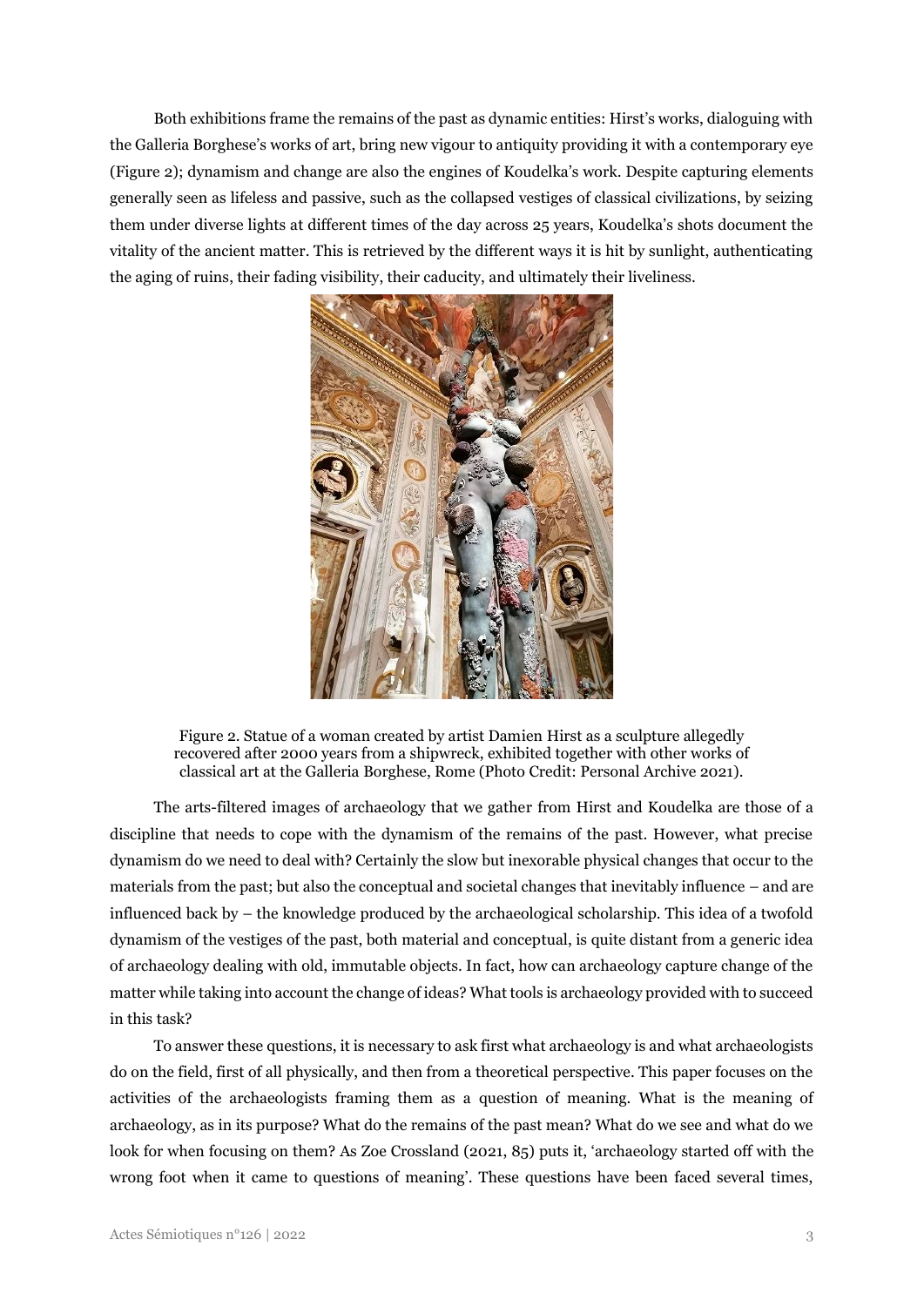Both exhibitions frame the remains of the past as dynamic entities: Hirst's works, dialoguing with the Galleria Borghese's works of art, bring new vigour to antiquity providing it with a contemporary eye (Figure 2); dynamism and change are also the engines of Koudelka's work. Despite capturing elements generally seen as lifeless and passive, such as the collapsed vestiges of classical civilizations, by seizing them under diverse lights at different times of the day across 25 years, Koudelka's shots document the vitality of the ancient matter. This is retrieved by the different ways it is hit by sunlight, authenticating the aging of ruins, their fading visibility, their caducity, and ultimately their liveliness.

Figure 2. Statue of a woman created by artist Damien Hirst as a sculpture allegedly recovered after 2000 years from a shipwreck, exhibited together with other works of classical art at the Galleria Borghese, Rome (Photo Credit: Personal Archive 2021).

The arts-filtered images of archaeology that we gather from Hirst and Koudelka are those of a discipline that needs to cope with the dynamism of the remains of the past. However, what precise dynamism do we need to deal with? Certainly the slow but inexorable physical changes that occur to the materials from the past; but also the conceptual and societal changes that inevitably influence – and are influenced back by – the knowledge produced by the archaeological scholarship. This idea of a twofold dynamism of the vestiges of the past, both material and conceptual, is quite distant from a generic idea of archaeology dealing with old, immutable objects. In fact, how can archaeology capture change of the matter while taking into account the change of ideas? What tools is archaeology provided with to succeed in this task?

To answer these questions, it is necessary to ask first what archaeology is and what archaeologists do on the field, first of all physically, and then from a theoretical perspective. This paper focuses on the activities of the archaeologists framing them as a question of meaning. What is the meaning of archaeology, as in its purpose? What do the remains of the past mean? What do we see and what do we look for when focusing on them? As Zoe Crossland (2021, 85) puts it, 'archaeology started off with the wrong foot when it came to questions of meaning'. These questions have been faced several times,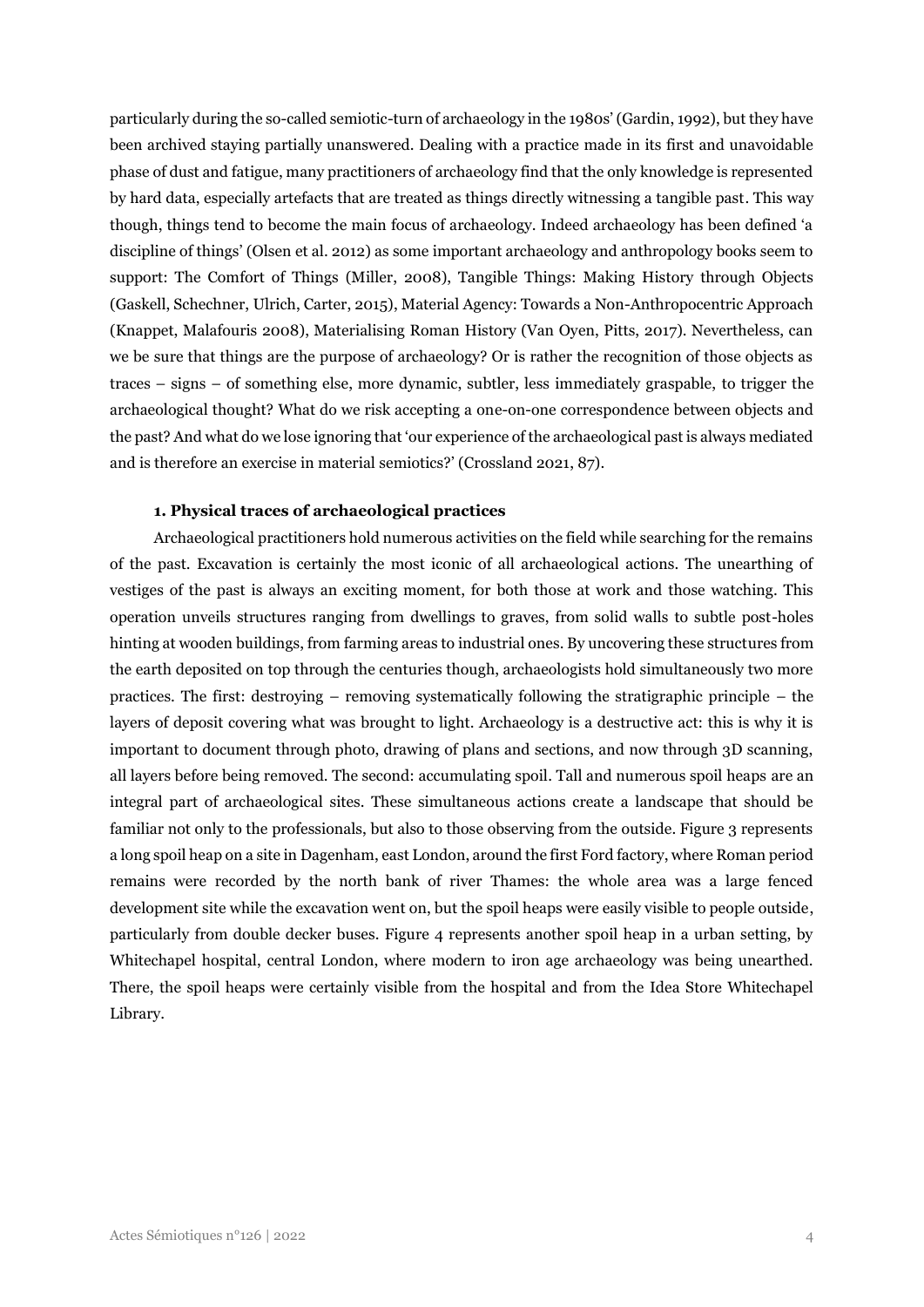particularly during the so-called semiotic-turn of archaeology in the 1980s' (Gardin, 1992), but they have been archived staying partially unanswered. Dealing with a practice made in its first and unavoidable phase of dust and fatigue, many practitioners of archaeology find that the only knowledge is represented by hard data, especially artefacts that are treated as things directly witnessing a tangible past. This way though, things tend to become the main focus of archaeology. Indeed archaeology has been defined 'a discipline of things' (Olsen et al. 2012) as some important archaeology and anthropology books seem to support: The Comfort of Things (Miller, 2008), Tangible Things: Making History through Objects (Gaskell, Schechner, Ulrich, Carter, 2015), Material Agency: Towards a Non-Anthropocentric Approach (Knappet, Malafouris 2008), Materialising Roman History (Van Oyen, Pitts, 2017). Nevertheless, can we be sure that things are the purpose of archaeology? Or is rather the recognition of those objects as traces – signs – of something else, more dynamic, subtler, less immediately graspable, to trigger the archaeological thought? What do we risk accepting a one-on-one correspondence between objects and the past? And what do we lose ignoring that 'our experience of the archaeological past is always mediated and is therefore an exercise in material semiotics?' (Crossland 2021, 87).

### 1. Physical traces of archaeological practices

Archaeological practitioners hold numerous activities on the field while searching for the remains of the past. Excavation is certainly the most iconic of all archaeological actions. The unearthing of vestiges of the past is always an exciting moment, for both those at work and those watching. This operation unveils structures ranging from dwellings to graves, from solid walls to subtle post-holes hinting at wooden buildings, from farming areas to industrial ones. By uncovering these structures from the earth deposited on top through the centuries though, archaeologists hold simultaneously two more practices. The first: destroying – removing systematically following the stratigraphic principle – the layers of deposit covering what was brought to light. Archaeology is a destructive act: this is why it is important to document through photo, drawing of plans and sections, and now through 3D scanning, all layers before being removed. The second: accumulating spoil. Tall and numerous spoil heaps are an integral part of archaeological sites. These simultaneous actions create a landscape that should be familiar not only to the professionals, but also to those observing from the outside. Figure 3 represents a long spoil heap on a site in Dagenham, east London, around the first Ford factory, where Roman period remains were recorded by the north bank of river Thames: the whole area was a large fenced development site while the excavation went on, but the spoil heaps were easily visible to people outside, particularly from double decker buses. Figure 4 represents another spoil heap in a urban setting, by Whitechapel hospital, central London, where modern to iron age archaeology was being unearthed. There, the spoil heaps were certainly visible from the hospital and from the Idea Store Whitechapel Library.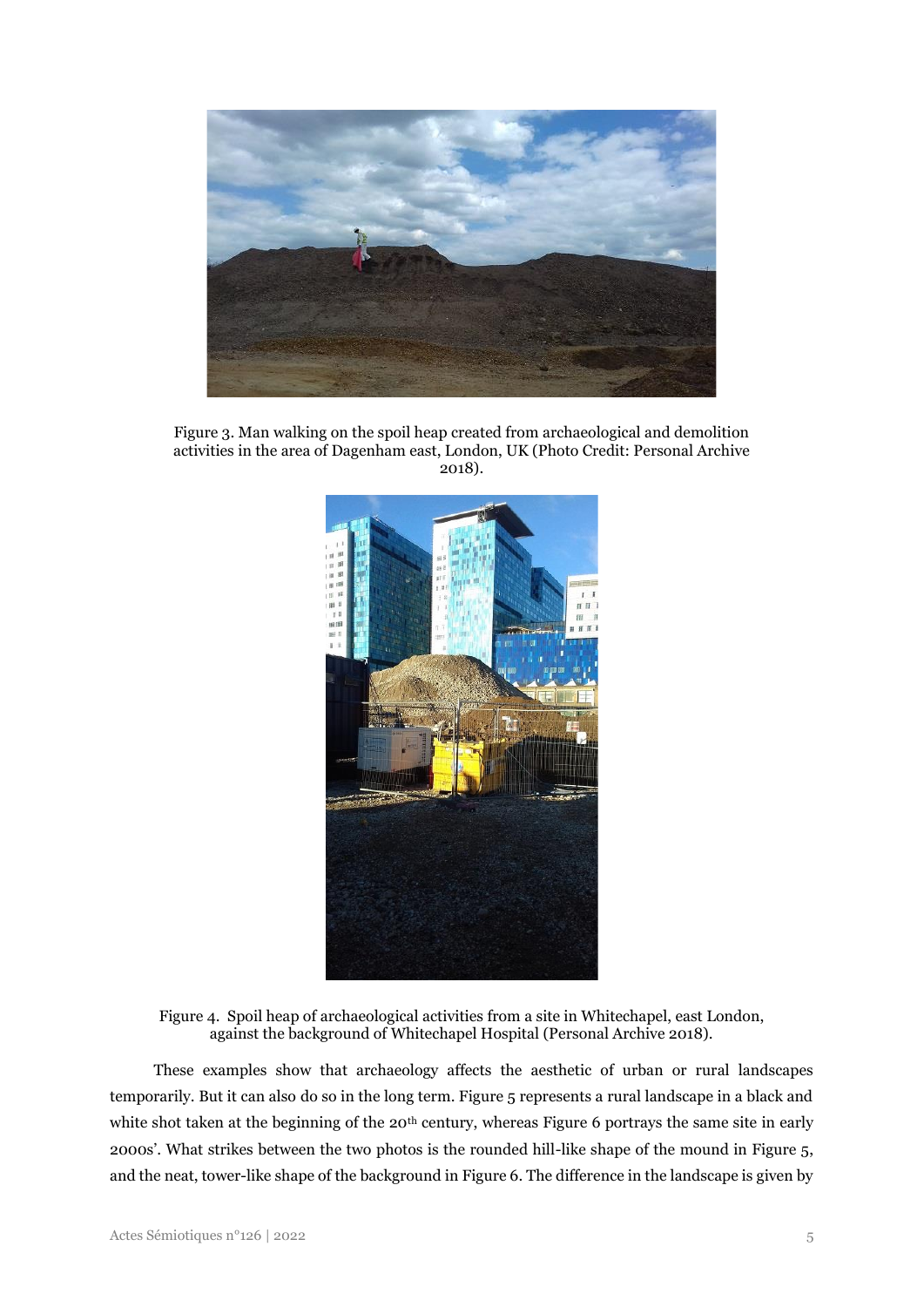Figure 3. Man walking on the spoil heap created from archaeological and demolition activities in the area of Dagenham east, London, UK (Photo Credit: Personal Archive 2018).

Figure 4. Spoil heap of archaeological activities from a site in Whitechapel, east London, against the background of Whitechapel Hospital (Personal Archive 2018).

These examples show that archaeology affects the aesthetic of urban or rural landscapes temporarily. But it can also do so in the long term. Figure 5 represents a rural landscape in a black and white shot taken at the beginning of the 20th century, whereas Figure 6 portrays the same site in early 2000s'. What strikes between the two photos is the rounded hill-like shape of the mound in Figure 5, and the neat, tower-like shape of the background in Figure 6. The difference in the landscape is given by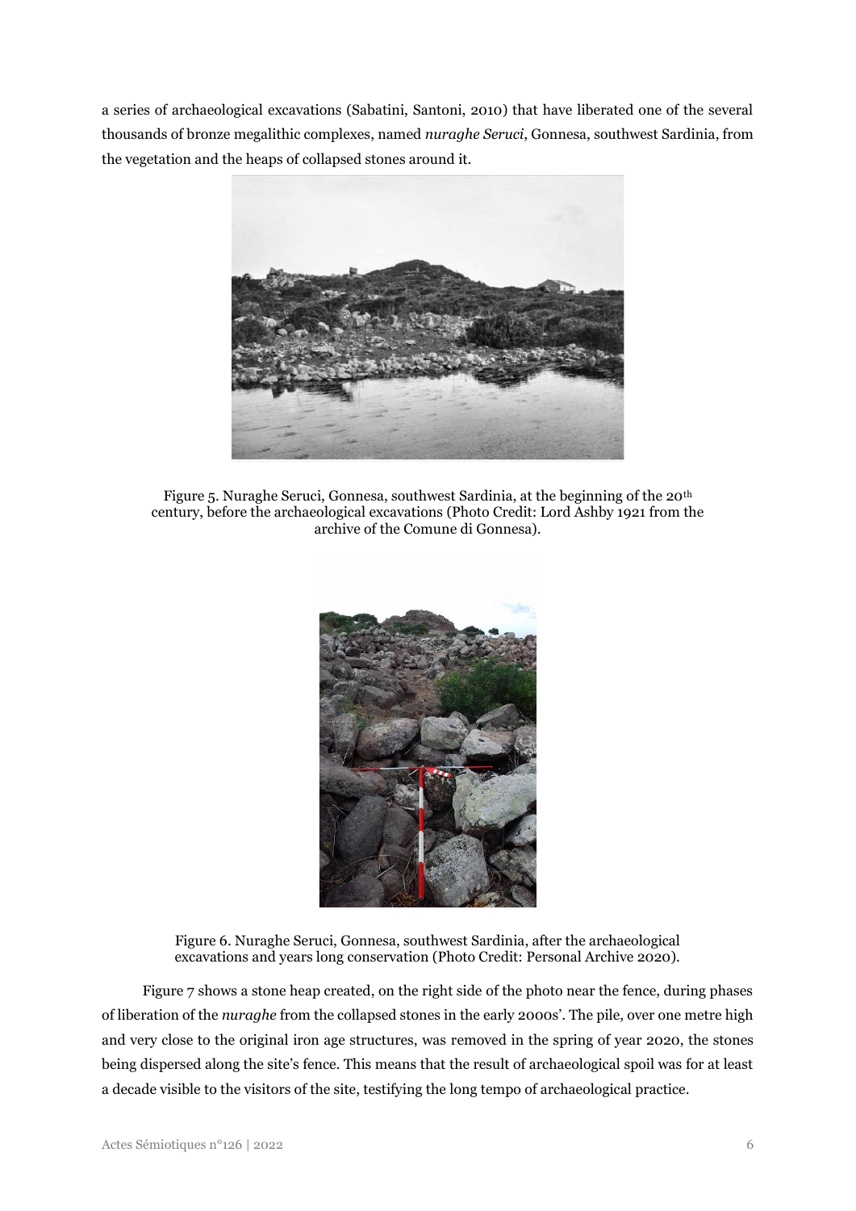a series of archaeological excavations (Sabatini, Santoni, 2010) that have liberated one of the several thousands of bronze megalithic complexes, named *nuraghe Seruci*, Gonnesa, southwest Sardinia, from the vegetation and the heaps of collapsed stones around it.

Figure 5. Nuraghe Seruci, Gonnesa, southwest Sardinia, at the beginning of the 20th century, before the archaeological excavations (Photo Credit: Lord Ashby 1921 from the archive of the Comune di Gonnesa).

Figure 6. Nuraghe Seruci, Gonnesa, southwest Sardinia, after the archaeological excavations and years long conservation (Photo Credit: Personal Archive 2020).

Figure 7 shows a stone heap created, on the right side of the photo near the fence, during phases of liberation of the *nuraghe* from the collapsed stones in the early 2000s'. The pile, over one metre high and very close to the original iron age structures, was removed in the spring of year 2020, the stones being dispersed along the site's fence. This means that the result of archaeological spoil was for at least a decade visible to the visitors of the site, testifying the long tempo of archaeological practice.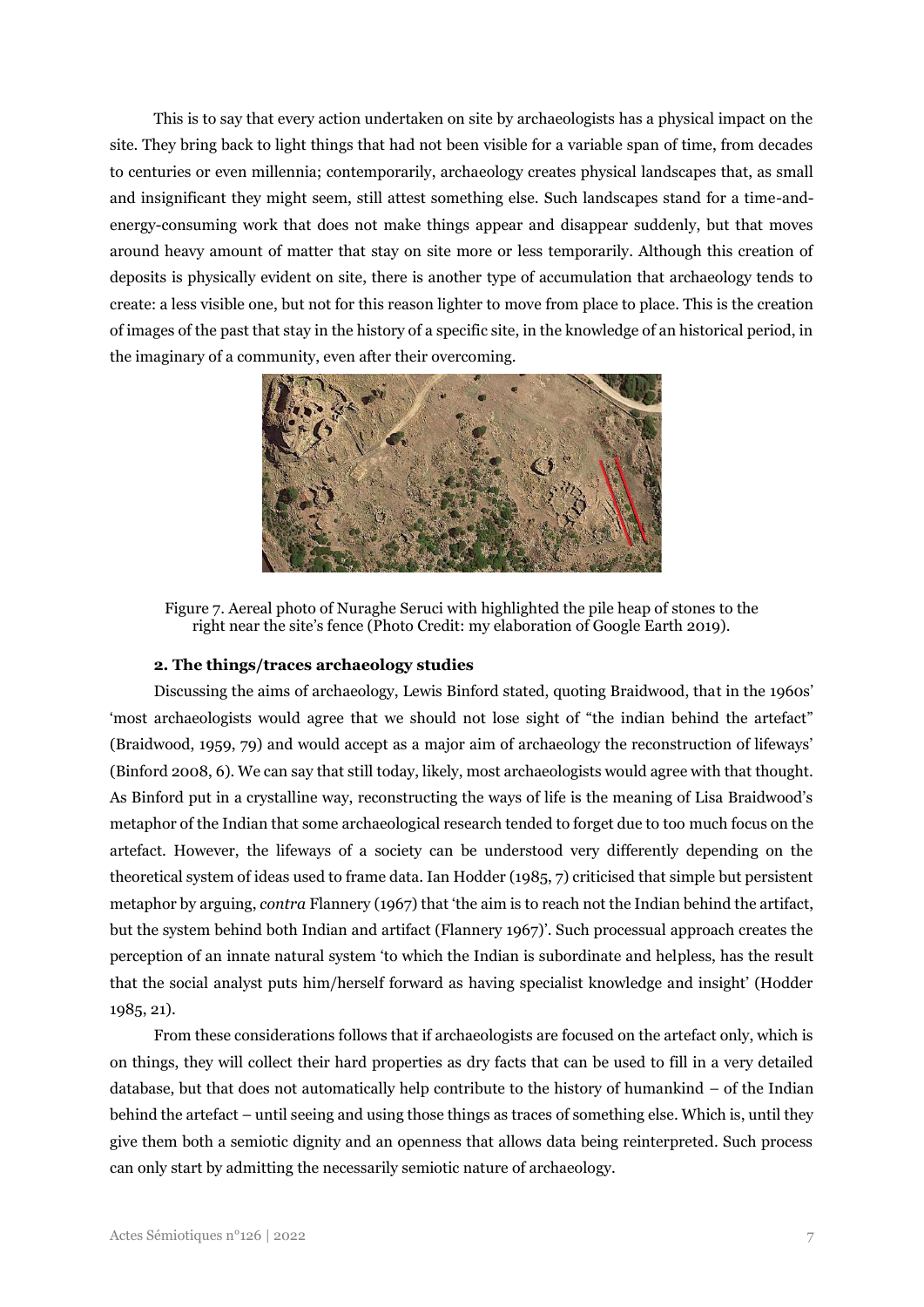This is to say that every action undertaken on site by archaeologists has a physical impact on the site. They bring back to light things that had not been visible for a variable span of time, from decades to centuries or even millennia; contemporarily, archaeology creates physical landscapes that, as small and insignificant they might seem, still attest something else. Such landscapes stand for a time-and-energy-consuming work that does not make things appear and disappear suddenly, but that moves around heavy amount of matter that stay on site more or less temporarily. Although this creation of deposits is physically evident on site, there is another type of accumulation that archaeology tends to create: a less visible one, but not for this reason lighter to move from place to place. This is the creation of images of the past that stay in the history of a specific site, in the knowledge of an historical period, in the imaginary of a community, even after their overcoming.

Figure 7. Aereal photo of Nuraghe Seruci with highlighted the pile heap of stones to the right near the site's fence (Photo Credit: my elaboration of Google Earth 2019).

### 2. The things/traces archaeology studies

Discussing the aims of archaeology, Lewis Binford stated, quoting Braidwood, that in the 1960s' 'most archaeologists would agree that we should not lose sight of "the indian behind the artefact" (Braidwood, 1959, 79) and would accept as a major aim of archaeology the reconstruction of lifeways' (Binford 2008, 6). We can say that still today, likely, most archaeologists would agree with that thought. As Binford put in a crystalline way, reconstructing the ways of life is the meaning of Lisa Braidwood's metaphor of the Indian that some archaeological research tended to forget due to too much focus on the artefact. However, the lifeways of a society can be understood very differently depending on the theoretical system of ideas used to frame data. Ian Hodder (1985, 7) criticised that simple but persistent metaphor by arguing, *contra* Flannery (1967) that 'the aim is to reach not the Indian behind the artifact, but the system behind both Indian and artifact (Flannery 1967)'. Such processual approach creates the perception of an innate natural system 'to which the Indian is subordinate and helpless, has the result that the social analyst puts him/herself forward as having specialist knowledge and insight' (Hodder 1985, 21).

From these considerations follows that if archaeologists are focused on the artefact only, which is on things, they will collect their hard properties as dry facts that can be used to fill in a very detailed database, but that does not automatically help contribute to the history of humankind – of the Indian behind the artefact – until seeing and using those things as traces of something else. Which is, until they give them both a semiotic dignity and an openness that allows data being reinterpreted. Such process can only start by admitting the necessarily semiotic nature of archaeology.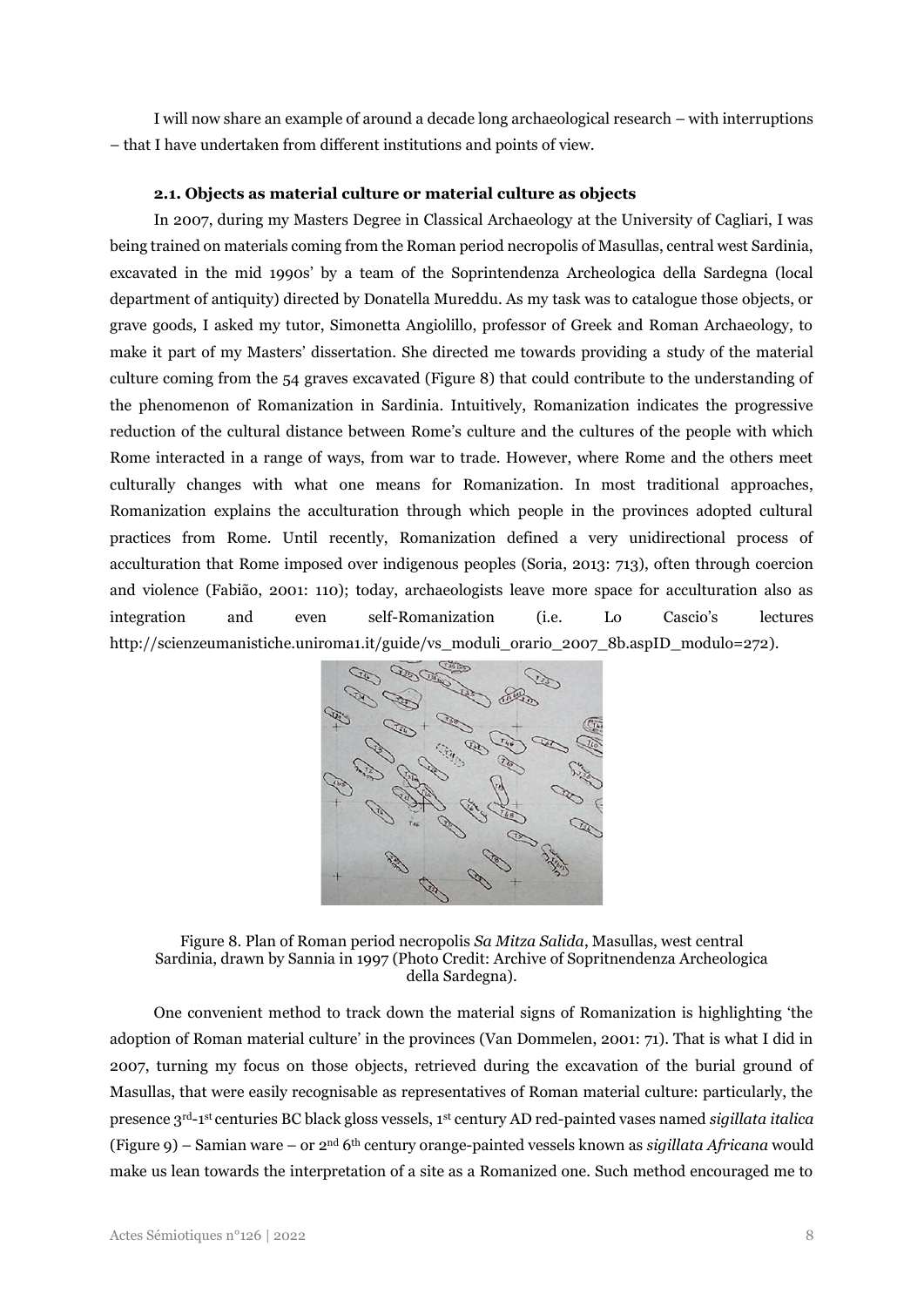I will now share an example of around a decade long archaeological research – with interruptions – that I have undertaken from different institutions and points of view.

### 2.1. Objects as material culture or material culture as objects

In 2007, during my Masters Degree in Classical Archaeology at the University of Cagliari, I was being trained on materials coming from the Roman period necropolis of Masullas, central west Sardinia, excavated in the mid 1990s' by a team of the Soprintendenza Archeologica della Sardegna (local department of antiquity) directed by Donatella Mureddu. As my task was to catalogue those objects, or grave goods, I asked my tutor, Simonetta Angiolillo, professor of Greek and Roman Archaeology, to make it part of my Masters' dissertation. She directed me towards providing a study of the material culture coming from the 54 graves excavated (Figure 8) that could contribute to the understanding of the phenomenon of Romanization in Sardinia. Intuitively, Romanization indicates the progressive reduction of the cultural distance between Rome's culture and the cultures of the people with which Rome interacted in a range of ways, from war to trade. However, where Rome and the others meet culturally changes with what one means for Romanization. In most traditional approaches, Romanization explains the acculturation through which people in the provinces adopted cultural practices from Rome. Until recently, Romanization defined a very unidirectional process of acculturation that Rome imposed over indigenous peoples (Soria, 2013: 713), often through coercion and violence (Fabião, 2001: 110); today, archaeologists leave more space for acculturation also as integration and even self-Romanization (i.e. Lo Cascio's lectures http://scienzeumanistiche.uniroma1.it/guide/vs_moduli_orario_2007_8b.aspID_modulo=272).

Figure 8. Plan of Roman period necropolis *Sa Mitza Salida*, Masullas, west central Sardinia, drawn by Sannia in 1997 (Photo Credit: Archive of Sopritnendenza Archeologica della Sardegna).

One convenient method to track down the material signs of Romanization is highlighting 'the adoption of Roman material culture' in the provinces (Van Dommelen, 2001: 71). That is what I did in 2007, turning my focus on those objects, retrieved during the excavation of the burial ground of Masullas, that were easily recognisable as representatives of Roman material culture: particularly, the presence 3rd-1st centuries BC black gloss vessels, 1st century AD red-painted vases named *sigillata italica* (Figure 9) – Samian ware – or 2nd 6th century orange-painted vessels known as *sigillata Africana* would make us lean towards the interpretation of a site as a Romanized one. Such method encouraged me to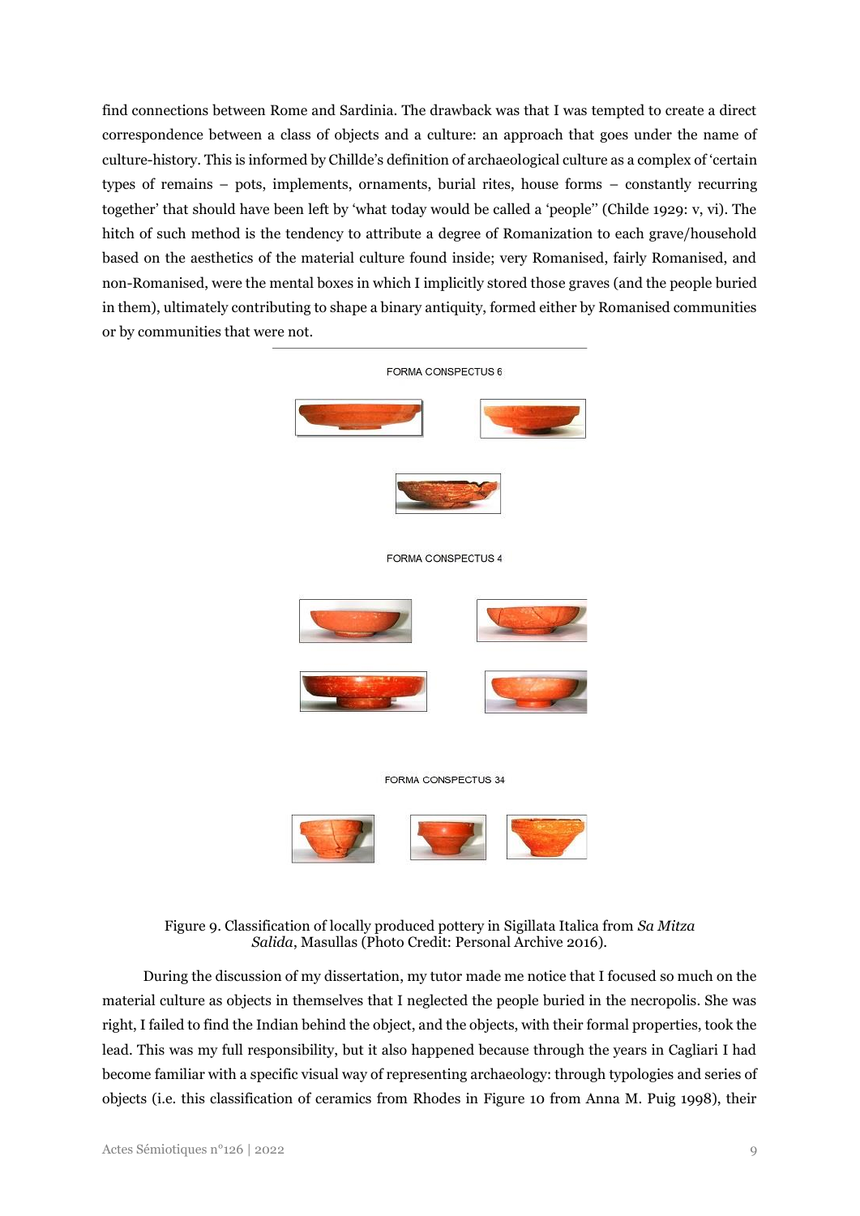find connections between Rome and Sardinia. The drawback was that I was tempted to create a direct correspondence between a class of objects and a culture: an approach that goes under the name of culture-history. This is informed by Chillde's definition of archaeological culture as a complex of 'certain types of remains – pots, implements, ornaments, burial rites, house forms – constantly recurring together' that should have been left by 'what today would be called a 'people'' (Childe 1929: v, vi). The hitch of such method is the tendency to attribute a degree of Romanization to each grave/household based on the aesthetics of the material culture found inside; very Romanised, fairly Romanised, and non-Romanised, were the mental boxes in which I implicitly stored those graves (and the people buried in them), ultimately contributing to shape a binary antiquity, formed either by Romanised communities or by communities that were not.

FORMA CONSPECTUS 6

FORMA CONSPECTUS 4

FORMA CONSPECTUS 34

Figure 9. Classification of locally produced pottery in Sigillata Italica from *Sa Mitza Salida*, Masullas (Photo Credit: Personal Archive 2016).

During the discussion of my dissertation, my tutor made me notice that I focused so much on the material culture as objects in themselves that I neglected the people buried in the necropolis. She was right, I failed to find the Indian behind the object, and the objects, with their formal properties, took the lead. This was my full responsibility, but it also happened because through the years in Cagliari I had become familiar with a specific visual way of representing archaeology: through typologies and series of objects (i.e. this classification of ceramics from Rhodes in Figure 10 from Anna M. Puig 1998), their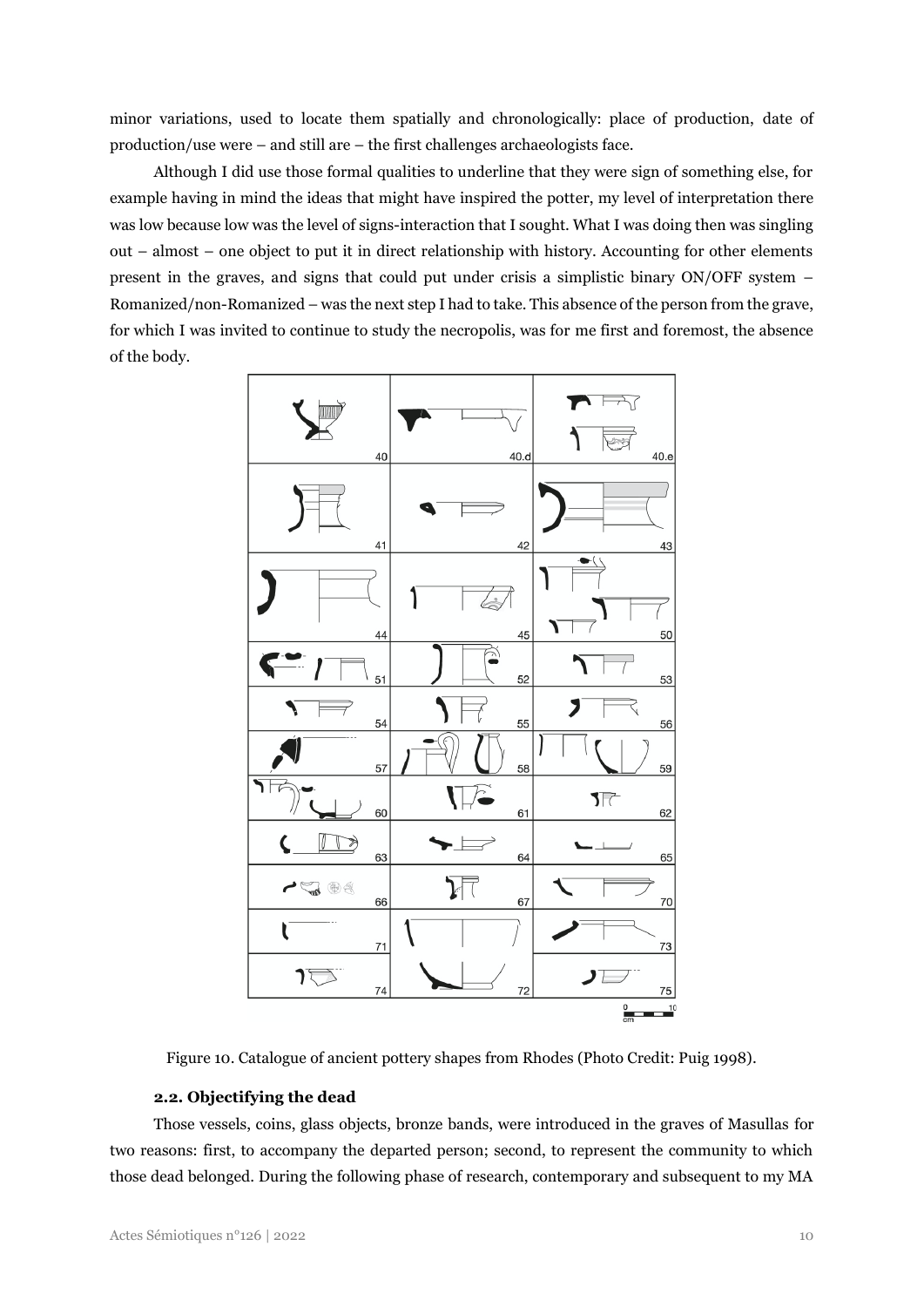minor variations, used to locate them spatially and chronologically: place of production, date of production/use were – and still are – the first challenges archaeologists face.

Although I did use those formal qualities to underline that they were sign of something else, for example having in mind the ideas that might have inspired the potter, my level of interpretation there was low because low was the level of signs-interaction that I sought. What I was doing then was singling out – almost – one object to put it in direct relationship with history. Accounting for other elements present in the graves, and signs that could put under crisis a simplistic binary ON/OFF system – Romanized/non-Romanized – was the next step I had to take. This absence of the person from the grave, for which I was invited to continue to study the necropolis, was for me first and foremost, the absence of the body.

Figure 10. Catalogue of ancient pottery shapes from Rhodes (Photo Credit: Puig 1998).

### 2.2. Objectifying the dead

Those vessels, coins, glass objects, bronze bands, were introduced in the graves of Masullas for two reasons: first, to accompany the departed person; second, to represent the community to which those dead belonged. During the following phase of research, contemporary and subsequent to my MA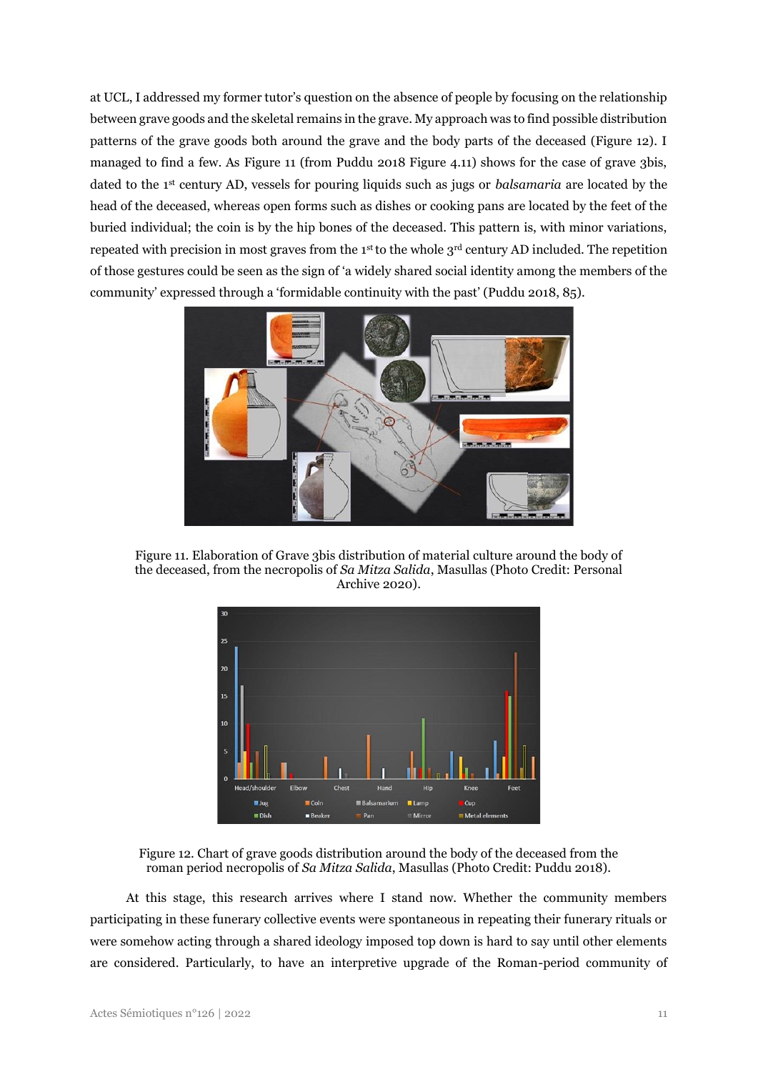at UCL, I addressed my former tutor's question on the absence of people by focusing on the relationship between grave goods and the skeletal remains in the grave. My approach was to find possible distribution patterns of the grave goods both around the grave and the body parts of the deceased (Figure 12). I managed to find a few. As Figure 11 (from Puddu 2018 Figure 4.11) shows for the case of grave 3bis, dated to the 1st century AD, vessels for pouring liquids such as jugs or *balsamaria* are located by the head of the deceased, whereas open forms such as dishes or cooking pans are located by the feet of the buried individual; the coin is by the hip bones of the deceased. This pattern is, with minor variations, repeated with precision in most graves from the 1st to the whole 3rd century AD included. The repetition of those gestures could be seen as the sign of 'a widely shared social identity among the members of the community' expressed through a 'formidable continuity with the past' (Puddu 2018, 85).

Figure 11. Elaboration of Grave 3bis distribution of material culture around the body of the deceased, from the necropolis of *Sa Mitza Salida*, Masullas (Photo Credit: Personal Archive 2020).

Figure 12. Chart of grave goods distribution around the body of the deceased from the roman period necropolis of *Sa Mitza Salida*, Masullas (Photo Credit: Puddu 2018).

At this stage, this research arrives where I stand now. Whether the community members participating in these funerary collective events were spontaneous in repeating their funerary rituals or were somehow acting through a shared ideology imposed top down is hard to say until other elements are considered. Particularly, to have an interpretive upgrade of the Roman-period community of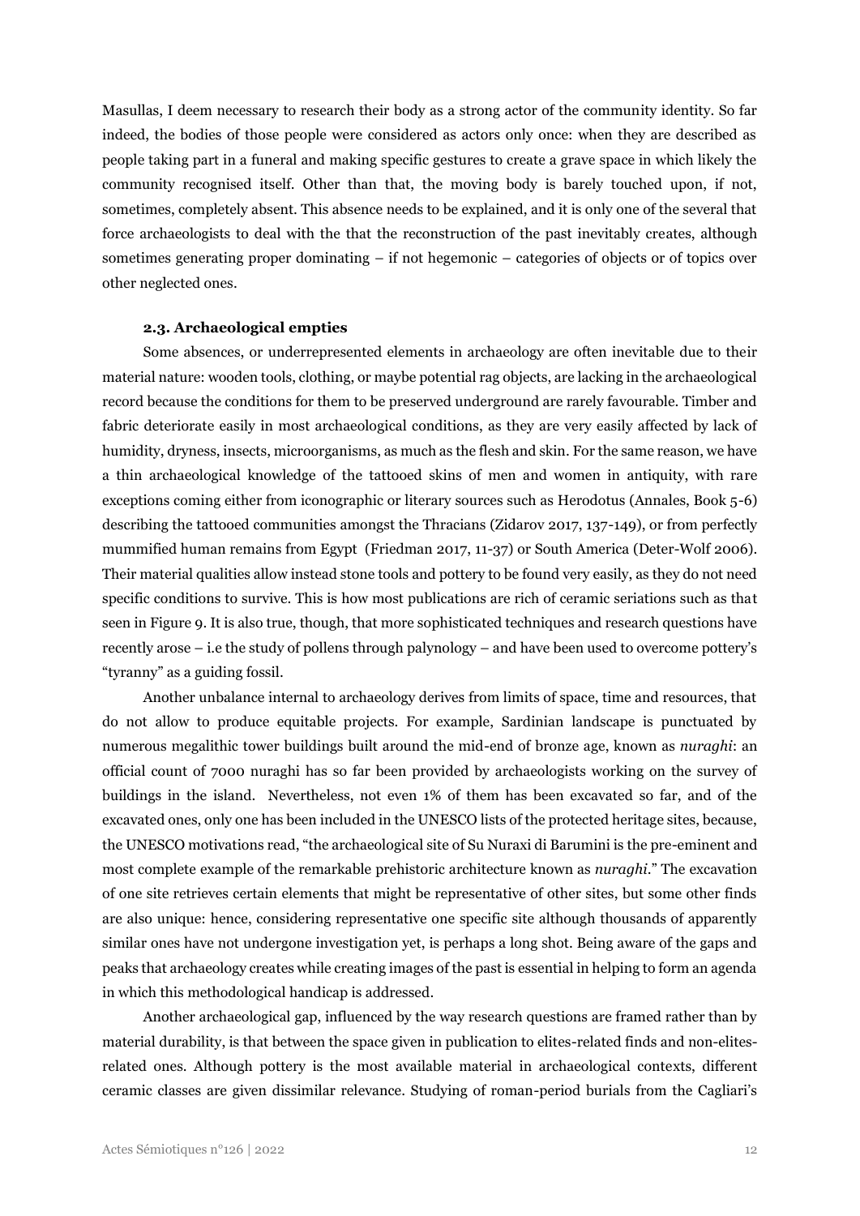Masullas, I deem necessary to research their body as a strong actor of the community identity. So far indeed, the bodies of those people were considered as actors only once: when they are described as people taking part in a funeral and making specific gestures to create a grave space in which likely the community recognised itself. Other than that, the moving body is barely touched upon, if not, sometimes, completely absent. This absence needs to be explained, and it is only one of the several that force archaeologists to deal with the that the reconstruction of the past inevitably creates, although sometimes generating proper dominating – if not hegemonic – categories of objects or of topics over other neglected ones.

### 2.3. Archaeological empties

Some absences, or underrepresented elements in archaeology are often inevitable due to their material nature: wooden tools, clothing, or maybe potential rag objects, are lacking in the archaeological record because the conditions for them to be preserved underground are rarely favourable. Timber and fabric deteriorate easily in most archaeological conditions, as they are very easily affected by lack of humidity, dryness, insects, microorganisms, as much as the flesh and skin. For the same reason, we have a thin archaeological knowledge of the tattooed skins of men and women in antiquity, with rare exceptions coming either from iconographic or literary sources such as Herodotus (Annales, Book 5-6) describing the tattooed communities amongst the Thracians (Zidarov 2017, 137-149), or from perfectly mummified human remains from Egypt (Friedman 2017, 11-37) or South America (Deter-Wolf 2006). Their material qualities allow instead stone tools and pottery to be found very easily, as they do not need specific conditions to survive. This is how most publications are rich of ceramic seriations such as that seen in Figure 9. It is also true, though, that more sophisticated techniques and research questions have recently arose – i.e the study of pollens through palynology – and have been used to overcome pottery's "tyranny" as a guiding fossil.

Another unbalance internal to archaeology derives from limits of space, time and resources, that do not allow to produce equitable projects. For example, Sardinian landscape is punctuated by numerous megalithic tower buildings built around the mid-end of bronze age, known as *nuraghi*: an official count of 7000 nuraghi has so far been provided by archaeologists working on the survey of buildings in the island. Nevertheless, not even 1% of them has been excavated so far, and of the excavated ones, only one has been included in the UNESCO lists of the protected heritage sites, because, the UNESCO motivations read, "the archaeological site of Su Nuraxi di Barumini is the pre-eminent and most complete example of the remarkable prehistoric architecture known as *nuraghi*." The excavation of one site retrieves certain elements that might be representative of other sites, but some other finds are also unique: hence, considering representative one specific site although thousands of apparently similar ones have not undergone investigation yet, is perhaps a long shot. Being aware of the gaps and peaks that archaeology creates while creating images of the past is essential in helping to form an agenda in which this methodological handicap is addressed.

Another archaeological gap, influenced by the way research questions are framed rather than by material durability, is that between the space given in publication to elites-related finds and non-elites-related ones. Although pottery is the most available material in archaeological contexts, different ceramic classes are given dissimilar relevance. Studying of roman-period burials from the Cagliari's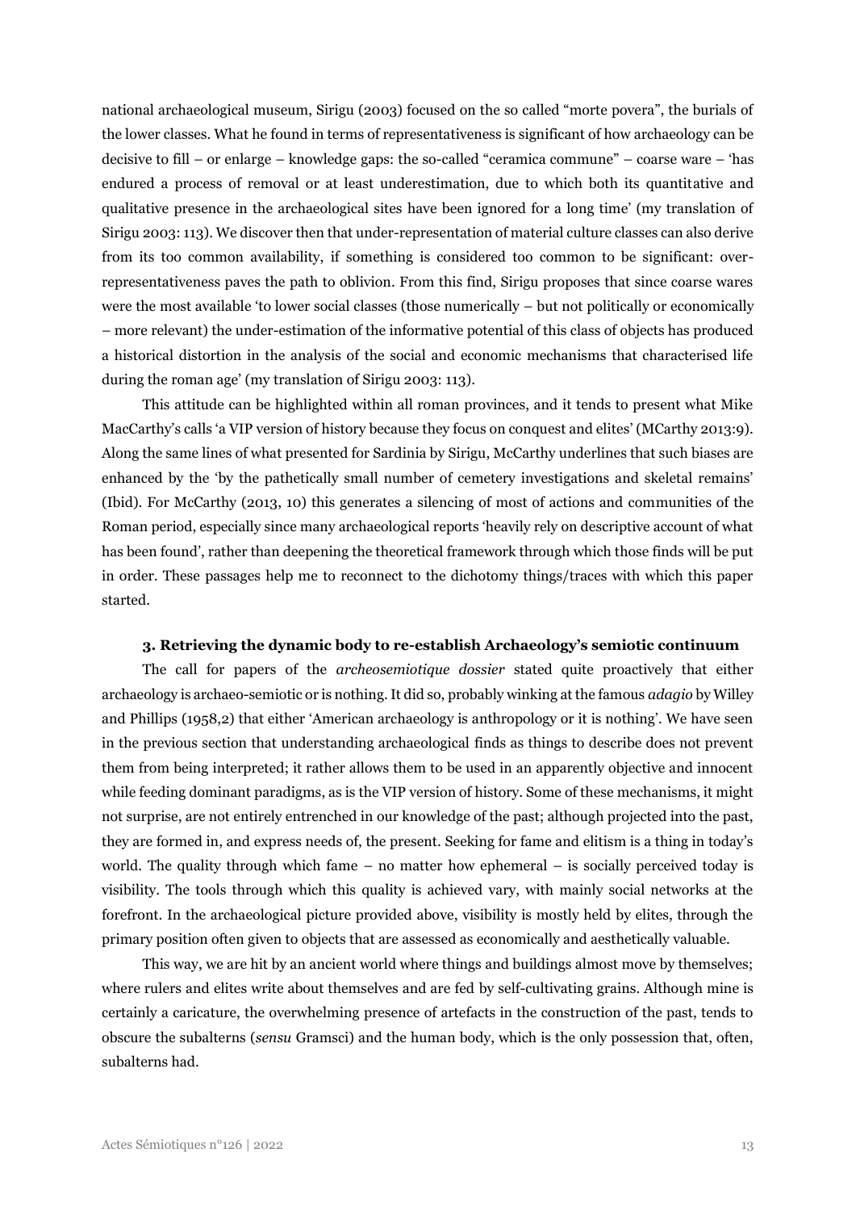national archaeological museum, Sirigu (2003) focused on the so called "morte povera", the burials of the lower classes. What he found in terms of representativeness is significant of how archaeology can be decisive to fill – or enlarge – knowledge gaps: the so-called "ceramica commune" – coarse ware – 'has endured a process of removal or at least underestimation, due to which both its quantitative and qualitative presence in the archaeological sites have been ignored for a long time' (my translation of Sirigu 2003: 113). We discover then that under-representation of material culture classes can also derive from its too common availability, if something is considered too common to be significant: over-representativeness paves the path to oblivion. From this find, Sirigu proposes that since coarse wares were the most available 'to lower social classes (those numerically – but not politically or economically – more relevant) the under-estimation of the informative potential of this class of objects has produced a historical distortion in the analysis of the social and economic mechanisms that characterised life during the roman age' (my translation of Sirigu 2003: 113).

This attitude can be highlighted within all roman provinces, and it tends to present what Mike MacCarthy's calls 'a VIP version of history because they focus on conquest and elites' (MCarthy 2013:9). Along the same lines of what presented for Sardinia by Sirigu, McCarthy underlines that such biases are enhanced by the 'by the pathetically small number of cemetery investigations and skeletal remains' (Ibid). For McCarthy (2013, 10) this generates a silencing of most of actions and communities of the Roman period, especially since many archaeological reports 'heavily rely on descriptive account of what has been found', rather than deepening the theoretical framework through which those finds will be put in order. These passages help me to reconnect to the dichotomy things/traces with which this paper started.

### 3. Retrieving the dynamic body to re-establish Archaeology's semiotic continuum

The call for papers of the *archeosemiotique dossier* stated quite proactively that either archaeology is archaeo-semiotic or is nothing. It did so, probably winking at the famous *adagio* by Willey and Phillips (1958,2) that either 'American archaeology is anthropology or it is nothing'. We have seen in the previous section that understanding archaeological finds as things to describe does not prevent them from being interpreted; it rather allows them to be used in an apparently objective and innocent while feeding dominant paradigms, as is the VIP version of history. Some of these mechanisms, it might not surprise, are not entirely entrenched in our knowledge of the past; although projected into the past, they are formed in, and express needs of, the present. Seeking for fame and elitism is a thing in today's world. The quality through which fame – no matter how ephemeral – is socially perceived today is visibility. The tools through which this quality is achieved vary, with mainly social networks at the forefront. In the archaeological picture provided above, visibility is mostly held by elites, through the primary position often given to objects that are assessed as economically and aesthetically valuable.

This way, we are hit by an ancient world where things and buildings almost move by themselves; where rulers and elites write about themselves and are fed by self-cultivating grains. Although mine is certainly a caricature, the overwhelming presence of artefacts in the construction of the past, tends to obscure the subalterns (*sensu* Gramsci) and the human body, which is the only possession that, often, subalterns had.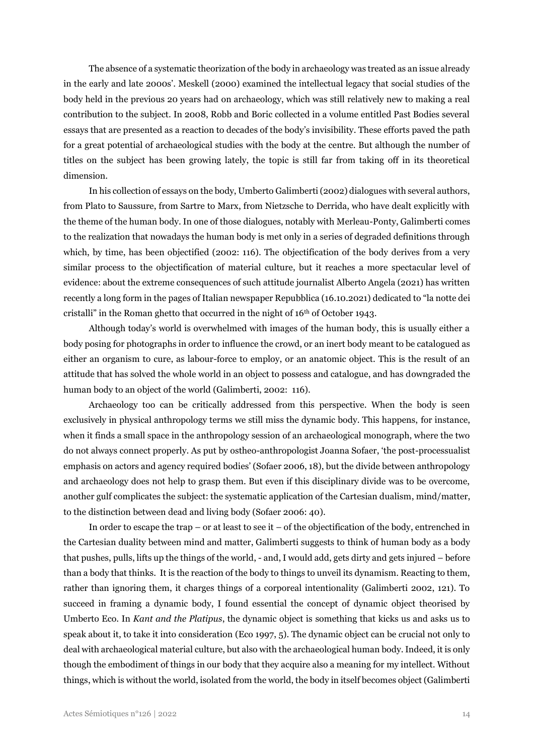The absence of a systematic theorization of the body in archaeology was treated as an issue already in the early and late 2000s'. Meskell (2000) examined the intellectual legacy that social studies of the body held in the previous 20 years had on archaeology, which was still relatively new to making a real contribution to the subject. In 2008, Robb and Boric collected in a volume entitled Past Bodies several essays that are presented as a reaction to decades of the body's invisibility. These efforts paved the path for a great potential of archaeological studies with the body at the centre. But although the number of titles on the subject has been growing lately, the topic is still far from taking off in its theoretical dimension.

In his collection of essays on the body, Umberto Galimberti (2002) dialogues with several authors, from Plato to Saussure, from Sartre to Marx, from Nietzsche to Derrida, who have dealt explicitly with the theme of the human body. In one of those dialogues, notably with Merleau-Ponty, Galimberti comes to the realization that nowadays the human body is met only in a series of degraded definitions through which, by time, has been objectified (2002: 116). The objectification of the body derives from a very similar process to the objectification of material culture, but it reaches a more spectacular level of evidence: about the extreme consequences of such attitude journalist Alberto Angela (2021) has written recently a long form in the pages of Italian newspaper Repubblica (16.10.2021) dedicated to "la notte dei cristalli" in the Roman ghetto that occurred in the night of 16th of October 1943.

Although today's world is overwhelmed with images of the human body, this is usually either a body posing for photographs in order to influence the crowd, or an inert body meant to be catalogued as either an organism to cure, as labour-force to employ, or an anatomic object. This is the result of an attitude that has solved the whole world in an object to possess and catalogue, and has downgraded the human body to an object of the world (Galimberti, 2002: 116).

Archaeology too can be critically addressed from this perspective. When the body is seen exclusively in physical anthropology terms we still miss the dynamic body. This happens, for instance, when it finds a small space in the anthropology session of an archaeological monograph, where the two do not always connect properly. As put by ostheo-anthropologist Joanna Sofaer, 'the post-processualist emphasis on actors and agency required bodies' (Sofaer 2006, 18), but the divide between anthropology and archaeology does not help to grasp them. But even if this disciplinary divide was to be overcome, another gulf complicates the subject: the systematic application of the Cartesian dualism, mind/matter, to the distinction between dead and living body (Sofaer 2006: 40).

In order to escape the trap – or at least to see it – of the objectification of the body, entrenched in the Cartesian duality between mind and matter, Galimberti suggests to think of human body as a body that pushes, pulls, lifts up the things of the world, - and, I would add, gets dirty and gets injured – before than a body that thinks. It is the reaction of the body to things to unveil its dynamism. Reacting to them, rather than ignoring them, it charges things of a corporeal intentionality (Galimberti 2002, 121). To succeed in framing a dynamic body, I found essential the concept of dynamic object theorised by Umberto Eco. In *Kant and the Platipus*, the dynamic object is something that kicks us and asks us to speak about it, to take it into consideration (Eco 1997, 5). The dynamic object can be crucial not only to deal with archaeological material culture, but also with the archaeological human body. Indeed, it is only though the embodiment of things in our body that they acquire also a meaning for my intellect. Without things, which is without the world, isolated from the world, the body in itself becomes object (Galimberti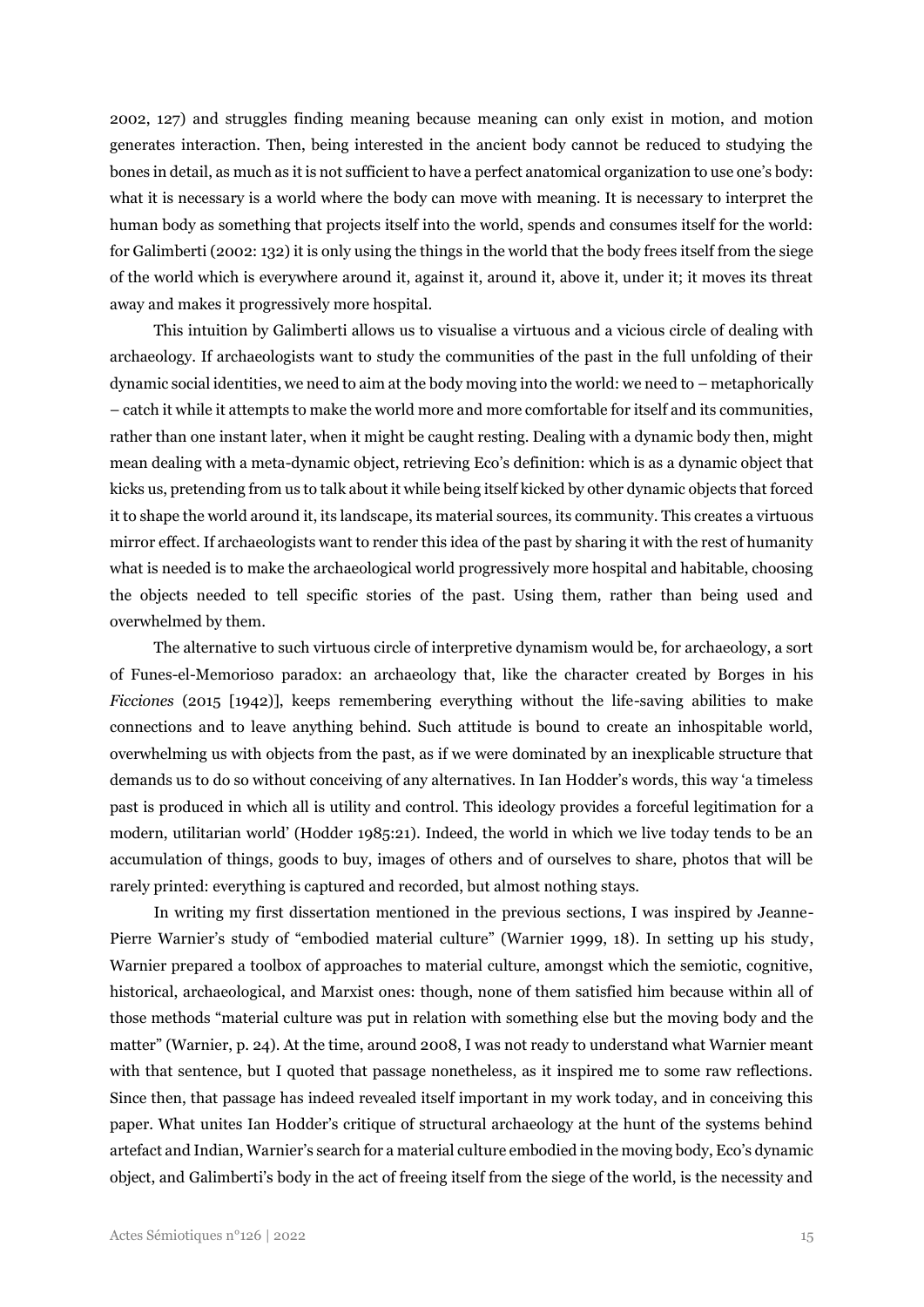2002, 127) and struggles finding meaning because meaning can only exist in motion, and motion generates interaction. Then, being interested in the ancient body cannot be reduced to studying the bones in detail, as much as it is not sufficient to have a perfect anatomical organization to use one's body: what it is necessary is a world where the body can move with meaning. It is necessary to interpret the human body as something that projects itself into the world, spends and consumes itself for the world: for Galimberti (2002: 132) it is only using the things in the world that the body frees itself from the siege of the world which is everywhere around it, against it, around it, above it, under it; it moves its threat away and makes it progressively more hospital.

This intuition by Galimberti allows us to visualise a virtuous and a vicious circle of dealing with archaeology. If archaeologists want to study the communities of the past in the full unfolding of their dynamic social identities, we need to aim at the body moving into the world: we need to – metaphorically – catch it while it attempts to make the world more and more comfortable for itself and its communities, rather than one instant later, when it might be caught resting. Dealing with a dynamic body then, might mean dealing with a meta-dynamic object, retrieving Eco's definition: which is as a dynamic object that kicks us, pretending from us to talk about it while being itself kicked by other dynamic objects that forced it to shape the world around it, its landscape, its material sources, its community. This creates a virtuous mirror effect. If archaeologists want to render this idea of the past by sharing it with the rest of humanity what is needed is to make the archaeological world progressively more hospital and habitable, choosing the objects needed to tell specific stories of the past. Using them, rather than being used and overwhelmed by them.

The alternative to such virtuous circle of interpretive dynamism would be, for archaeology, a sort of Funes-el-Memorioso paradox: an archaeology that, like the character created by Borges in his *Ficciones* (2015 [1942]), keeps remembering everything without the life-saving abilities to make connections and to leave anything behind. Such attitude is bound to create an inhospitable world, overwhelming us with objects from the past, as if we were dominated by an inexplicable structure that demands us to do so without conceiving of any alternatives. In Ian Hodder's words, this way 'a timeless past is produced in which all is utility and control. This ideology provides a forceful legitimation for a modern, utilitarian world' (Hodder 1985:21). Indeed, the world in which we live today tends to be an accumulation of things, goods to buy, images of others and of ourselves to share, photos that will be rarely printed: everything is captured and recorded, but almost nothing stays.

In writing my first dissertation mentioned in the previous sections, I was inspired by Jeanne-Pierre Warnier's study of "embodied material culture" (Warnier 1999, 18). In setting up his study, Warnier prepared a toolbox of approaches to material culture, amongst which the semiotic, cognitive, historical, archaeological, and Marxist ones: though, none of them satisfied him because within all of those methods "material culture was put in relation with something else but the moving body and the matter" (Warnier, p. 24). At the time, around 2008, I was not ready to understand what Warnier meant with that sentence, but I quoted that passage nonetheless, as it inspired me to some raw reflections. Since then, that passage has indeed revealed itself important in my work today, and in conceiving this paper. What unites Ian Hodder's critique of structural archaeology at the hunt of the systems behind artefact and Indian, Warnier's search for a material culture embodied in the moving body, Eco's dynamic object, and Galimberti's body in the act of freeing itself from the siege of the world, is the necessity and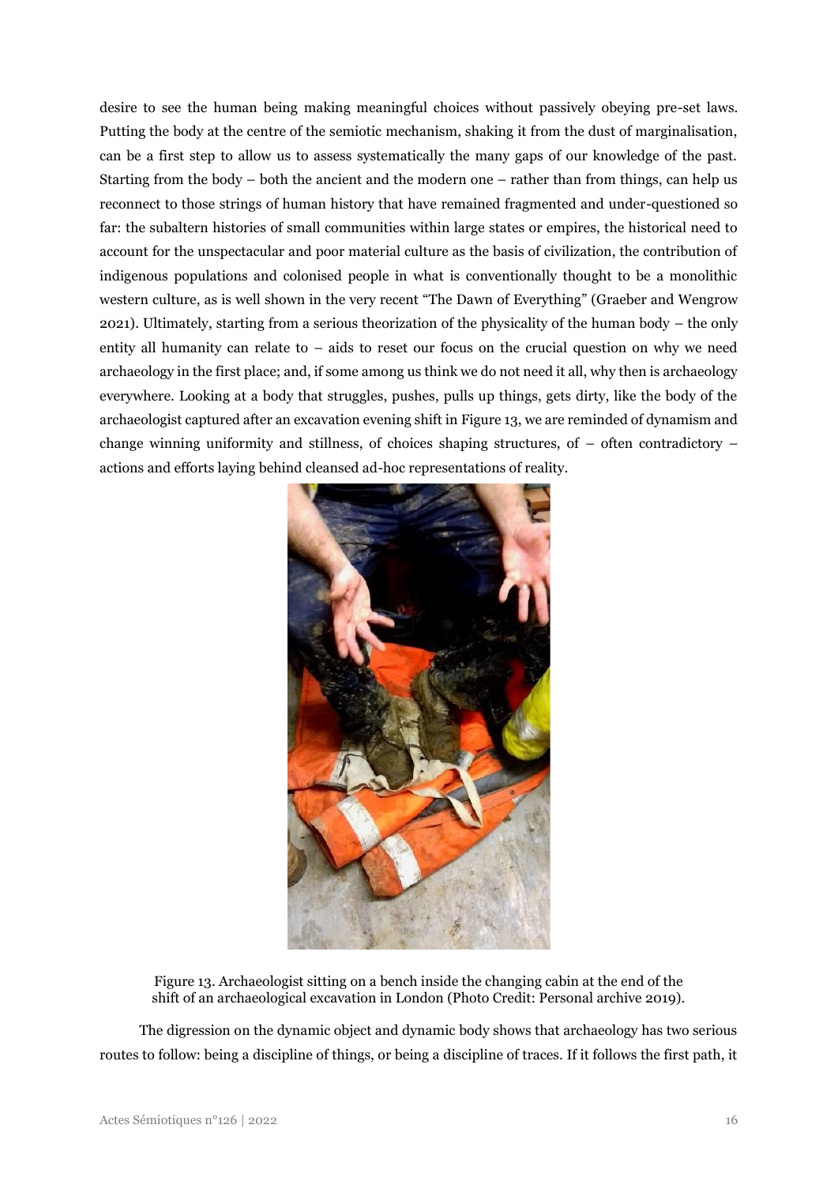desire to see the human being making meaningful choices without passively obeying pre-set laws. Putting the body at the centre of the semiotic mechanism, shaking it from the dust of marginalisation, can be a first step to allow us to assess systematically the many gaps of our knowledge of the past. Starting from the body – both the ancient and the modern one – rather than from things, can help us reconnect to those strings of human history that have remained fragmented and under-questioned so far: the subaltern histories of small communities within large states or empires, the historical need to account for the unspectacular and poor material culture as the basis of civilization, the contribution of indigenous populations and colonised people in what is conventionally thought to be a monolithic western culture, as is well shown in the very recent "The Dawn of Everything" (Graeber and Wengrow 2021). Ultimately, starting from a serious theorization of the physicality of the human body – the only entity all humanity can relate to – aids to reset our focus on the crucial question on why we need archaeology in the first place; and, if some among us think we do not need it all, why then is archaeology everywhere. Looking at a body that struggles, pushes, pulls up things, gets dirty, like the body of the archaeologist captured after an excavation evening shift in Figure 13, we are reminded of dynamism and change winning uniformity and stillness, of choices shaping structures, of – often contradictory – actions and efforts laying behind cleansed ad-hoc representations of reality.

Figure 13. Archaeologist sitting on a bench inside the changing cabin at the end of the shift of an archaeological excavation in London (Photo Credit: Personal archive 2019).

The digression on the dynamic object and dynamic body shows that archaeology has two serious routes to follow: being a discipline of things, or being a discipline of traces. If it follows the first path, it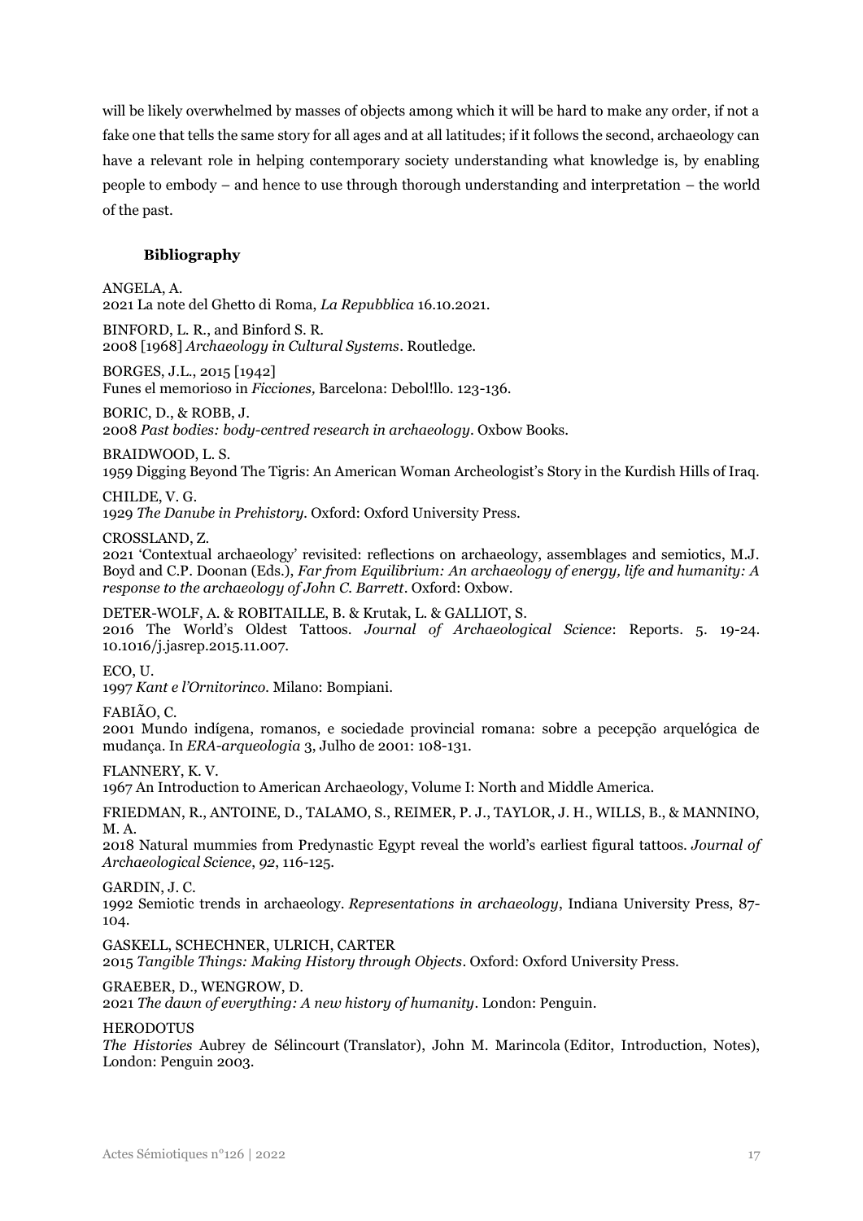will be likely overwhelmed by masses of objects among which it will be hard to make any order, if not a fake one that tells the same story for all ages and at all latitudes; if it follows the second, archaeology can have a relevant role in helping contemporary society understanding what knowledge is, by enabling people to embody – and hence to use through thorough understanding and interpretation – the world of the past.

## Bibliography

ANGELA, A.
2021 La note del Ghetto di Roma, *La Repubblica* 16.10.2021.

BINFORD, L. R., and Binford S. R.
2008 [1968] *Archaeology in Cultural Systems*. Routledge.

BORGES, J.L., 2015 [1942]
Funes el memorioso in *Ficciones,* Barcelona: Debol!llo. 123-136.

BORIC, D., & ROBB, J.
2008 *Past bodies: body-centred research in archaeology*. Oxbow Books.

BRAIDWOOD, L. S.
1959 Digging Beyond The Tigris: An American Woman Archeologist's Story in the Kurdish Hills of Iraq.

CHILDE, V. G.
1929 *The Danube in Prehistory*. Oxford: Oxford University Press.

CROSSLAND, Z.
2021 'Contextual archaeology' revisited: reflections on archaeology, assemblages and semiotics, M.J. Boyd and C.P. Doonan (Eds.), *Far from Equilibrium: An archaeology of energy, life and humanity: A response to the archaeology of John C. Barrett*. Oxford: Oxbow.

DETER-WOLF, A. & ROBITAILLE, B. & Krutak, L. & GALLIOT, S.
2016 The World's Oldest Tattoos. *Journal of Archaeological Science*: Reports. 5. 19-24. 10.1016/j.jasrep.2015.11.007.

ECO, U.
1997 *Kant e l'Ornitorinco*. Milano: Bompiani.

FABIÃO, C.
2001 Mundo indígena, romanos, e sociedade provincial romana: sobre a pecepção arquelógica de mudança. In *ERA-arqueologia* 3, Julho de 2001: 108-131.

FLANNERY, K. V.
1967 An Introduction to American Archaeology, Volume I: North and Middle America.

FRIEDMAN, R., ANTOINE, D., TALAMO, S., REIMER, P. J., TAYLOR, J. H., WILLS, B., & MANNINO, M. A.
2018 Natural mummies from Predynastic Egypt reveal the world's earliest figural tattoos. *Journal of Archaeological Science*, *92*, 116-125.

GARDIN, J. C.
1992 Semiotic trends in archaeology. *Representations in archaeology*, Indiana University Press, 87-104.

GASKELL, SCHECHNER, ULRICH, CARTER
2015 *Tangible Things: Making History through Objects*. Oxford: Oxford University Press.

GRAEBER, D., WENGROW, D.
2021 *The dawn of everything: A new history of humanity*. London: Penguin.

HERODOTUS
*The Histories* Aubrey de Sélincourt (Translator), John M. Marincola (Editor, Introduction, Notes), London: Penguin 2003.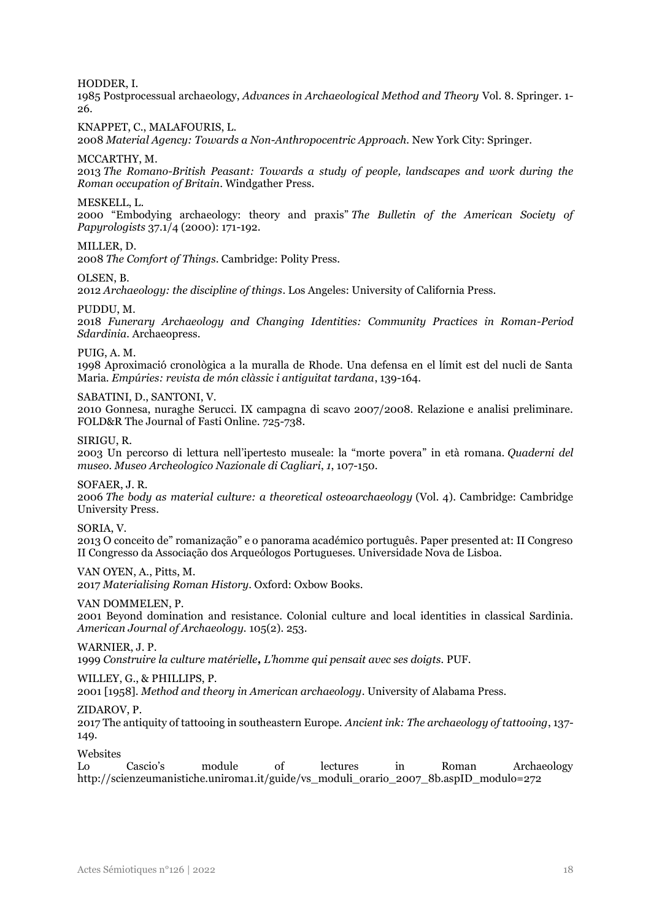HODDER, I.
1985 Postprocessual archaeology, *Advances in Archaeological Method and Theory* Vol. 8. Springer. 1-26.

KNAPPET, C., MALAFOURIS, L.
2008 *Material Agency: Towards a Non-Anthropocentric Approach.* New York City: Springer.

MCCARTHY, M.
2013 *The Romano-British Peasant: Towards a study of people, landscapes and work during the Roman occupation of Britain*. Windgather Press.

MESKELL, L.
2000 "Embodying archaeology: theory and praxis" *The Bulletin of the American Society of Papyrologists* 37.1/4 (2000): 171-192.

MILLER, D.
2008 *The Comfort of Things*. Cambridge: Polity Press.

OLSEN, B.
2012 *Archaeology: the discipline of things*. Los Angeles: University of California Press.

PUDDU, M.
2018 *Funerary Archaeology and Changing Identities: Community Practices in Roman-Period Sdardinia*. Archaeopress.

PUIG, A. M.
1998 Aproximació cronològica a la muralla de Rhode. Una defensa en el límit est del nucli de Santa Maria. *Empúries: revista de món clàssic i antiguitat tardana*, 139-164.

SABATINI, D., SANTONI, V.
2010 Gonnesa, nuraghe Serucci. IX campagna di scavo 2007/2008. Relazione e analisi preliminare. FOLD&R The Journal of Fasti Online. 725-738.

SIRIGU, R.
2003 Un percorso di lettura nell'ipertesto museale: la "morte povera" in età romana. *Quaderni del museo. Museo Archeologico Nazionale di Cagliari*, *1*, 107-150.

SOFAER, J. R.
2006 *The body as material culture: a theoretical osteoarchaeology* (Vol. 4). Cambridge: Cambridge University Press.

SORIA, V.
2013 O conceito de" romanização" e o panorama académico português. Paper presented at: II Congreso II Congresso da Associação dos Arqueólogos Portugueses. Universidade Nova de Lisboa.

VAN OYEN, A., Pitts, M.
2017 *Materialising Roman History*. Oxford: Oxbow Books.

VAN DOMMELEN, P.
2001 Beyond domination and resistance. Colonial culture and local identities in classical Sardinia. *American Journal of Archaeology.* 105(2). 253.

WARNIER, J. P.
1999 *Construire la culture matérielle***,** *L'homme qui pensait avec ses doigts.* PUF.

WILLEY, G., & PHILLIPS, P.
2001 [1958]. *Method and theory in American archaeology*. University of Alabama Press.

ZIDAROV, P.
2017 The antiquity of tattooing in southeastern Europe. *Ancient ink: The archaeology of tattooing*, 137-149.

Websites
Lo Cascio's module of lectures in Roman Archaeology http://scienzeumanistiche.uniroma1.it/guide/vs_moduli_orario_2007_8b.aspID_modulo=272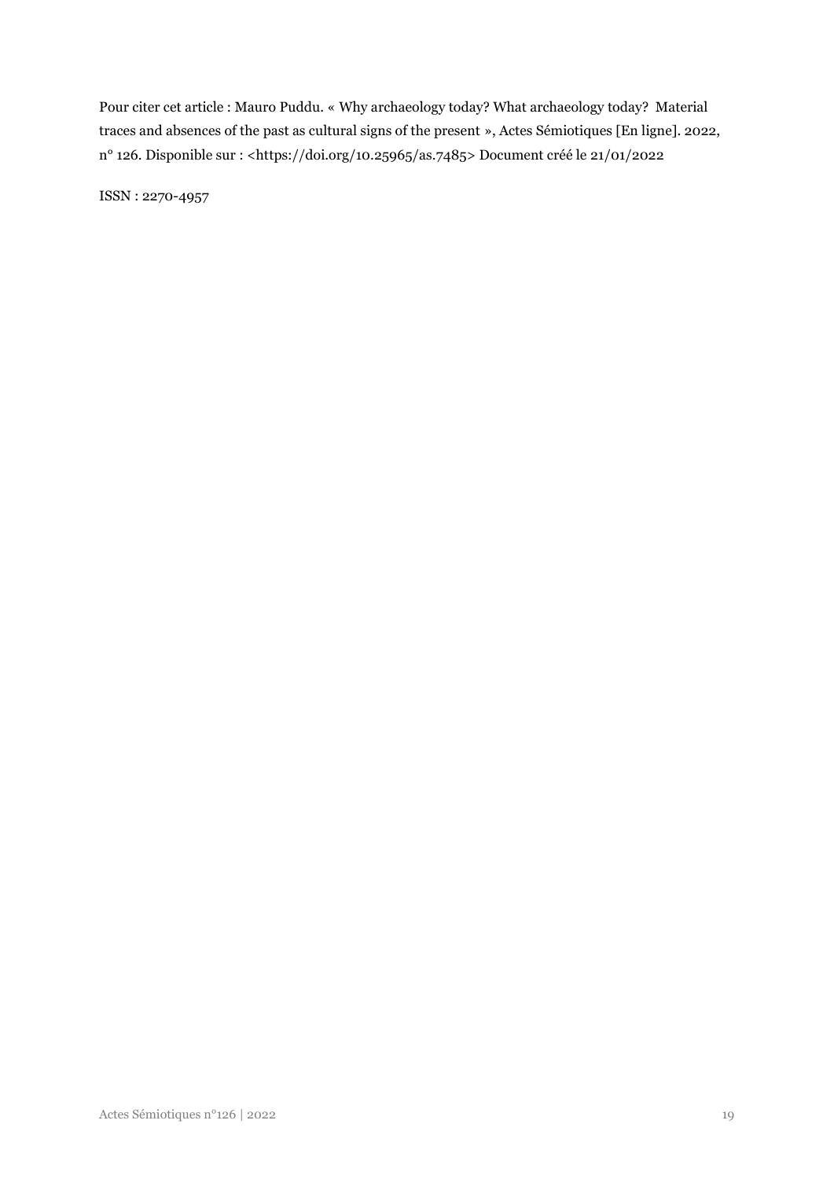Pour citer cet article : Mauro Puddu. « Why archaeology today? What archaeology today? Material traces and absences of the past as cultural signs of the present », Actes Sémiotiques [En ligne]. 2022, n° 126. Disponible sur : <https://doi.org/10.25965/as.7485> Document créé le 21/01/2022

ISSN : 2270-4957